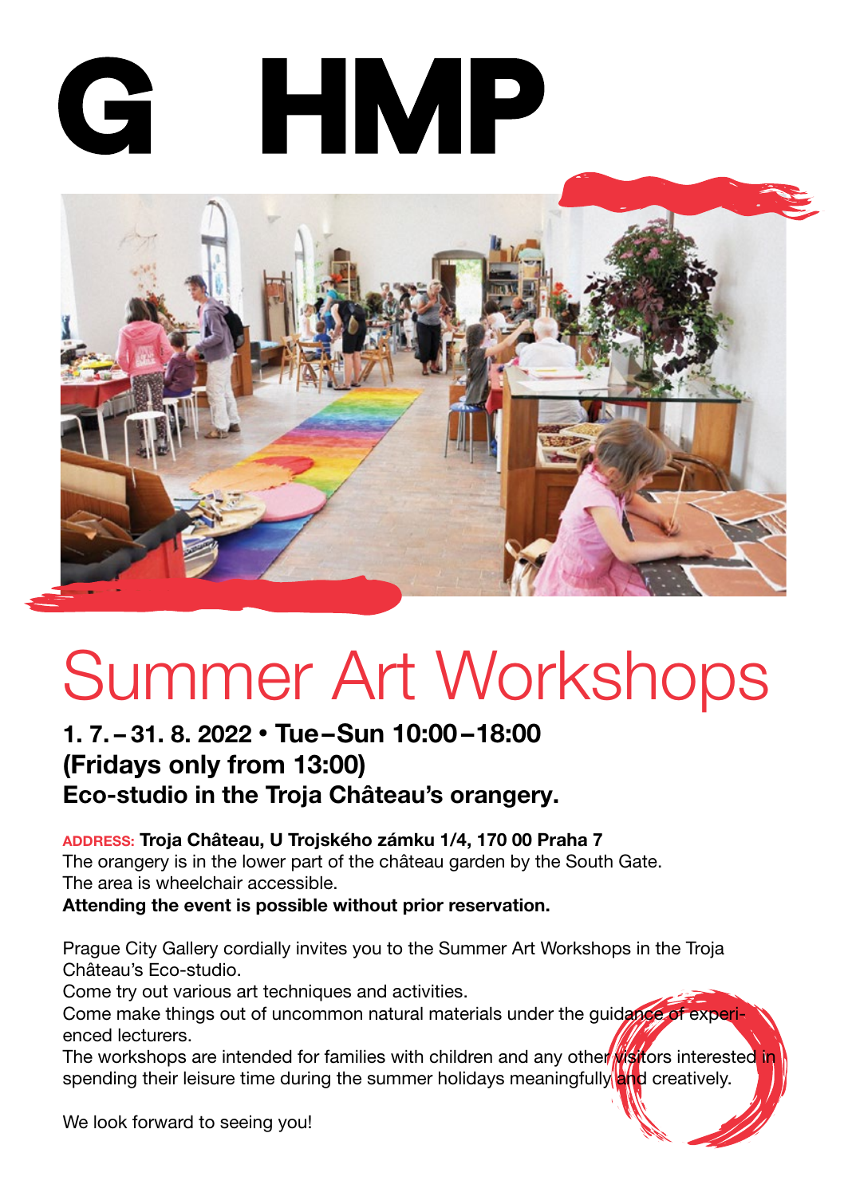# G HMP

# Summer Art Workshops

**1. 7. – 31. 8. 2022 • Tue – Sun 10:00 – 18:00**
**(Fridays only from 13:00)**
**Eco-studio in the Troja Château's orangery.**

ADDRESS: **Troja Château, U Trojského zámku 1/4, 170 00 Praha 7**
The orangery is in the lower part of the château garden by the South Gate.
The area is wheelchair accessible.
**Attending the event is possible without prior reservation.**

Prague City Gallery cordially invites you to the Summer Art Workshops in the Troja Château's Eco-studio.
Come try out various art techniques and activities.
Come make things out of uncommon natural materials under the guidance of experienced lecturers.
The workshops are intended for families with children and any other visitors interested in spending their leisure time during the summer holidays meaningfully and creatively.

We look forward to seeing you!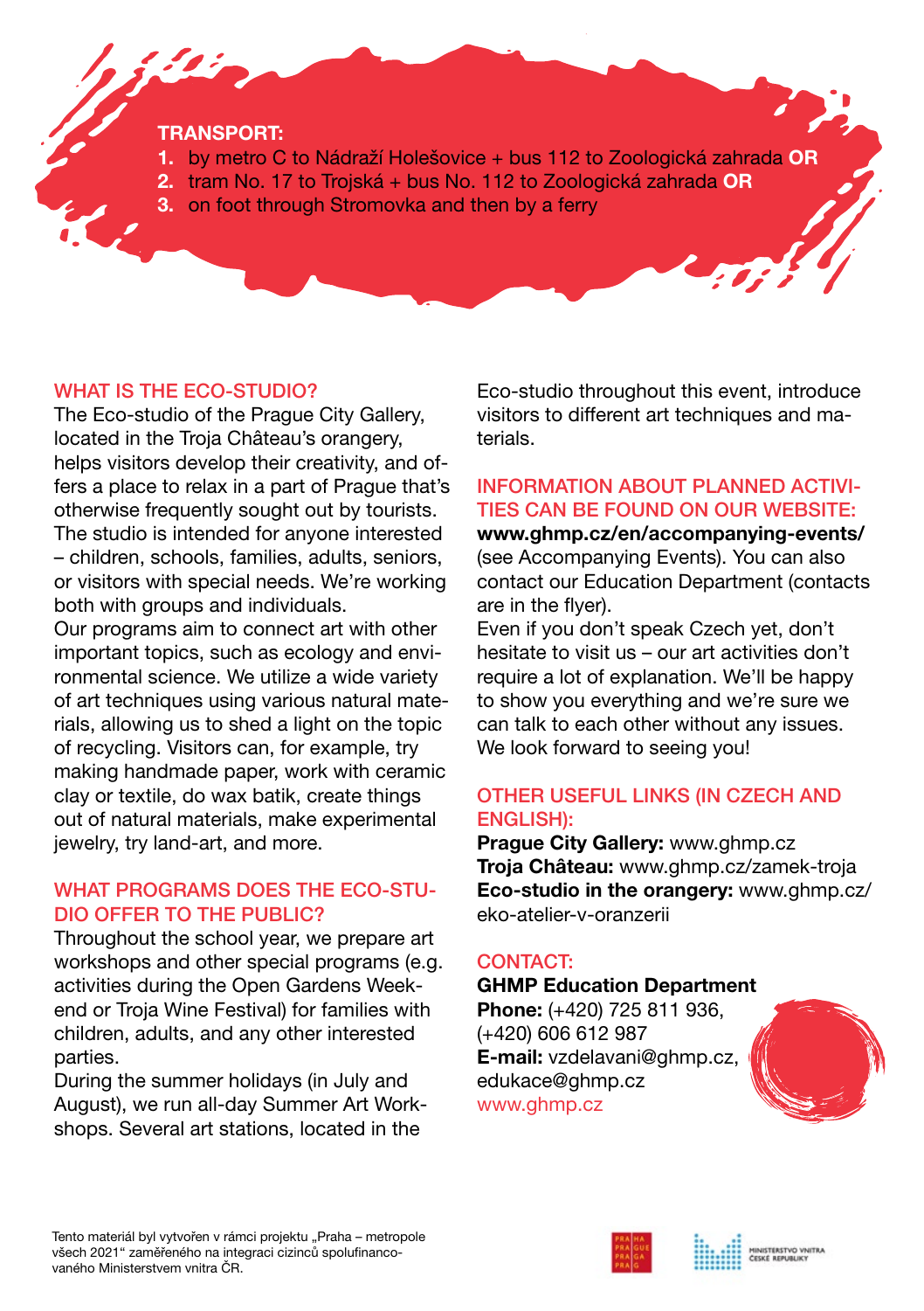**TRANSPORT:**

1. by metro C to Nádraží Holešovice + bus 112 to Zoologická zahrada **OR**
2. tram No. 17 to Trojská + bus No. 112 to Zoologická zahrada **OR**
3. on foot through Stromovka and then by a ferry

## WHAT IS THE ECO-STUDIO?

The Eco-studio of the Prague City Gallery, located in the Troja Château's orangery, helps visitors develop their creativity, and offers a place to relax in a part of Prague that's otherwise frequently sought out by tourists. The studio is intended for anyone interested – children, schools, families, adults, seniors, or visitors with special needs. We're working both with groups and individuals.

Our programs aim to connect art with other important topics, such as ecology and environmental science. We utilize a wide variety of art techniques using various natural materials, allowing us to shed a light on the topic of recycling. Visitors can, for example, try making handmade paper, work with ceramic clay or textile, do wax batik, create things out of natural materials, make experimental jewelry, try land-art, and more.

## WHAT PROGRAMS DOES THE ECO-STUDIO OFFER TO THE PUBLIC?

Throughout the school year, we prepare art workshops and other special programs (e.g. activities during the Open Gardens Weekend or Troja Wine Festival) for families with children, adults, and any other interested parties.

During the summer holidays (in July and August), we run all-day Summer Art Workshops. Several art stations, located in the Eco-studio throughout this event, introduce visitors to different art techniques and materials.

## INFORMATION ABOUT PLANNED ACTIVITIES CAN BE FOUND ON OUR WEBSITE:

**www.ghmp.cz/en/accompanying-events/** (see Accompanying Events). You can also contact our Education Department (contacts are in the flyer).

Even if you don't speak Czech yet, don't hesitate to visit us – our art activities don't require a lot of explanation. We'll be happy to show you everything and we're sure we can talk to each other without any issues. We look forward to seeing you!

## OTHER USEFUL LINKS (IN CZECH AND ENGLISH):

**Prague City Gallery:** www.ghmp.cz
**Troja Château:** www.ghmp.cz/zamek-troja
**Eco-studio in the orangery:** www.ghmp.cz/eko-atelier-v-oranzerii

## CONTACT:

**GHMP Education Department**
**Phone:** (+420) 725 811 936, (+420) 606 612 987
**E-mail:** vzdelavani@ghmp.cz, edukace@ghmp.cz
www.ghmp.cz

Tento materiál byl vytvořen v rámci projektu „Praha – metropole všech 2021" zaměřeného na integraci cizinců spolufinancovaného Ministerstvem vnitra ČR.

PRAHA PRAGUE PRAGA PRAG

MINISTERSTVO VNITRA ČESKÉ REPUBLIKY